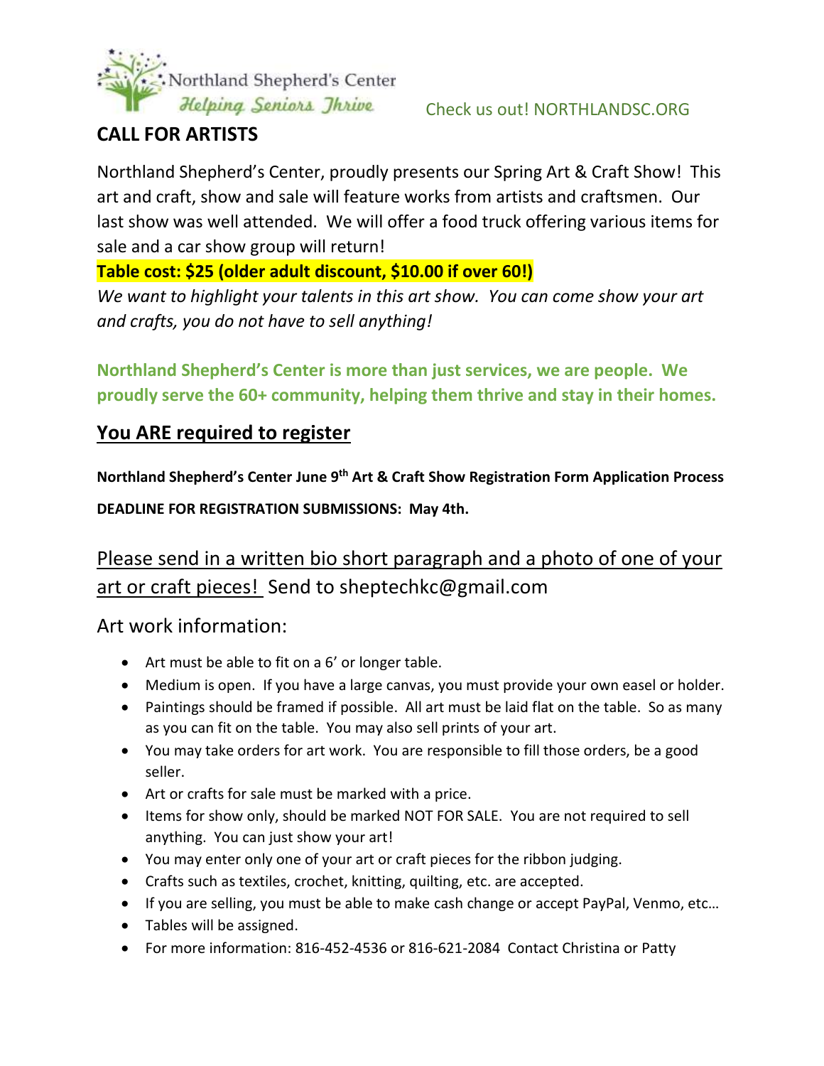Northland Shepherd's Center

*Helping Seniors Thrive*

Check us out! NORTHLANDSC.ORG

## CALL FOR ARTISTS

Northland Shepherd's Center, proudly presents our Spring Art & Craft Show! This art and craft, show and sale will feature works from artists and craftsmen. Our last show was well attended. We will offer a food truck offering various items for sale and a car show group will return!

**Table cost: $25 (older adult discount, $10.00 if over 60!)**

*We want to highlight your talents in this art show. You can come show your art and crafts, you do not have to sell anything!*

**Northland Shepherd's Center is more than just services, we are people. We proudly serve the 60+ community, helping them thrive and stay in their homes.**

## You ARE required to register

**Northland Shepherd's Center June 9th Art & Craft Show Registration Form Application Process**

**DEADLINE FOR REGISTRATION SUBMISSIONS: May 4th.**

Please send in a written bio short paragraph and a photo of one of your art or craft pieces! Send to sheptechkc@gmail.com

### Art work information:

- Art must be able to fit on a 6' or longer table.
- Medium is open. If you have a large canvas, you must provide your own easel or holder.
- Paintings should be framed if possible. All art must be laid flat on the table. So as many as you can fit on the table. You may also sell prints of your art.
- You may take orders for art work. You are responsible to fill those orders, be a good seller.
- Art or crafts for sale must be marked with a price.
- Items for show only, should be marked NOT FOR SALE. You are not required to sell anything. You can just show your art!
- You may enter only one of your art or craft pieces for the ribbon judging.
- Crafts such as textiles, crochet, knitting, quilting, etc. are accepted.
- If you are selling, you must be able to make cash change or accept PayPal, Venmo, etc…
- Tables will be assigned.
- For more information: 816-452-4536 or 816-621-2084 Contact Christina or Patty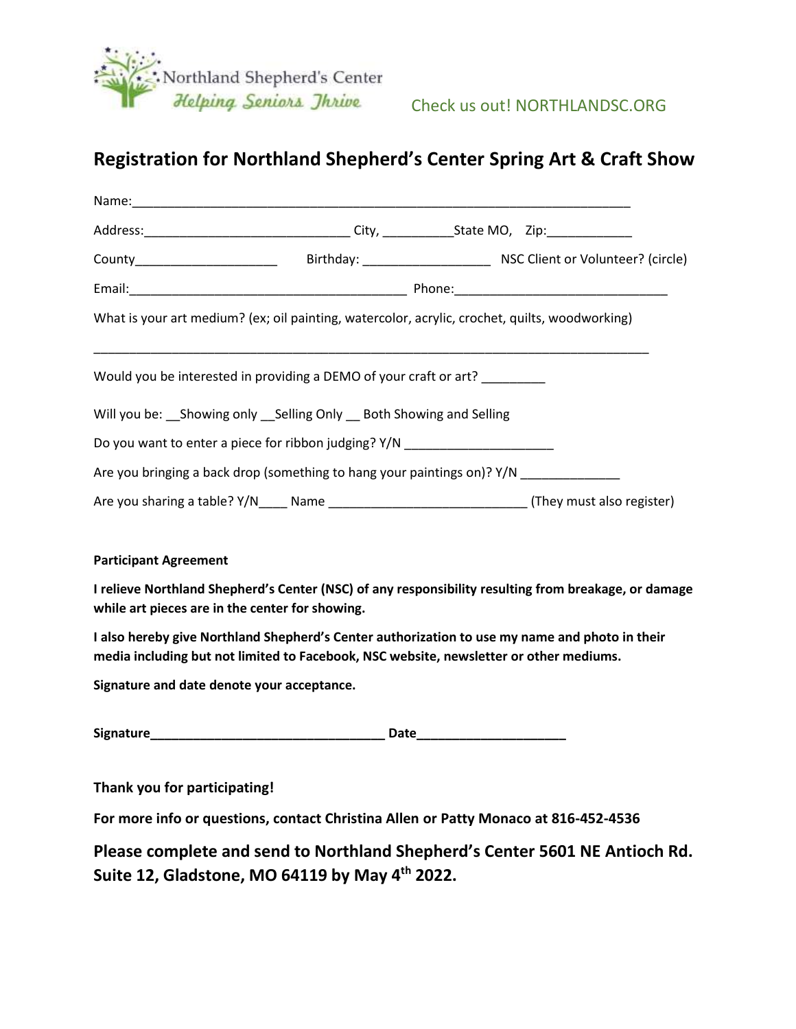Northland Shepherd's Center
*Helping Seniors Thrive*

Check us out! NORTHLANDSC.ORG

## Registration for Northland Shepherd's Center Spring Art & Craft Show

Name:_______________________________________________________________________

Address:_____________________________ City, __________State MO, Zip:____________

County____________________ Birthday: __________________ NSC Client or Volunteer? (circle)

Email:________________________________________ Phone:______________________________

What is your art medium? (ex; oil painting, watercolor, acrylic, crochet, quilts, woodworking)

_________________________________________________________________________________

Would you be interested in providing a DEMO of your craft or art? _________

Will you be: __Showing only __Selling Only __ Both Showing and Selling

Do you want to enter a piece for ribbon judging? Y/N _____________________

Are you bringing a back drop (something to hang your paintings on)? Y/N ______________

Are you sharing a table? Y/N____ Name ____________________________ (They must also register)

**Participant Agreement**

**I relieve Northland Shepherd's Center (NSC) of any responsibility resulting from breakage, or damage while art pieces are in the center for showing.**

**I also hereby give Northland Shepherd's Center authorization to use my name and photo in their media including but not limited to Facebook, NSC website, newsletter or other mediums.**

**Signature and date denote your acceptance.**

**Signature_________________________________ Date_____________________**

**Thank you for participating!**

**For more info or questions, contact Christina Allen or Patty Monaco at 816-452-4536**

**Please complete and send to Northland Shepherd's Center 5601 NE Antioch Rd. Suite 12, Gladstone, MO 64119 by May 4th 2022.**